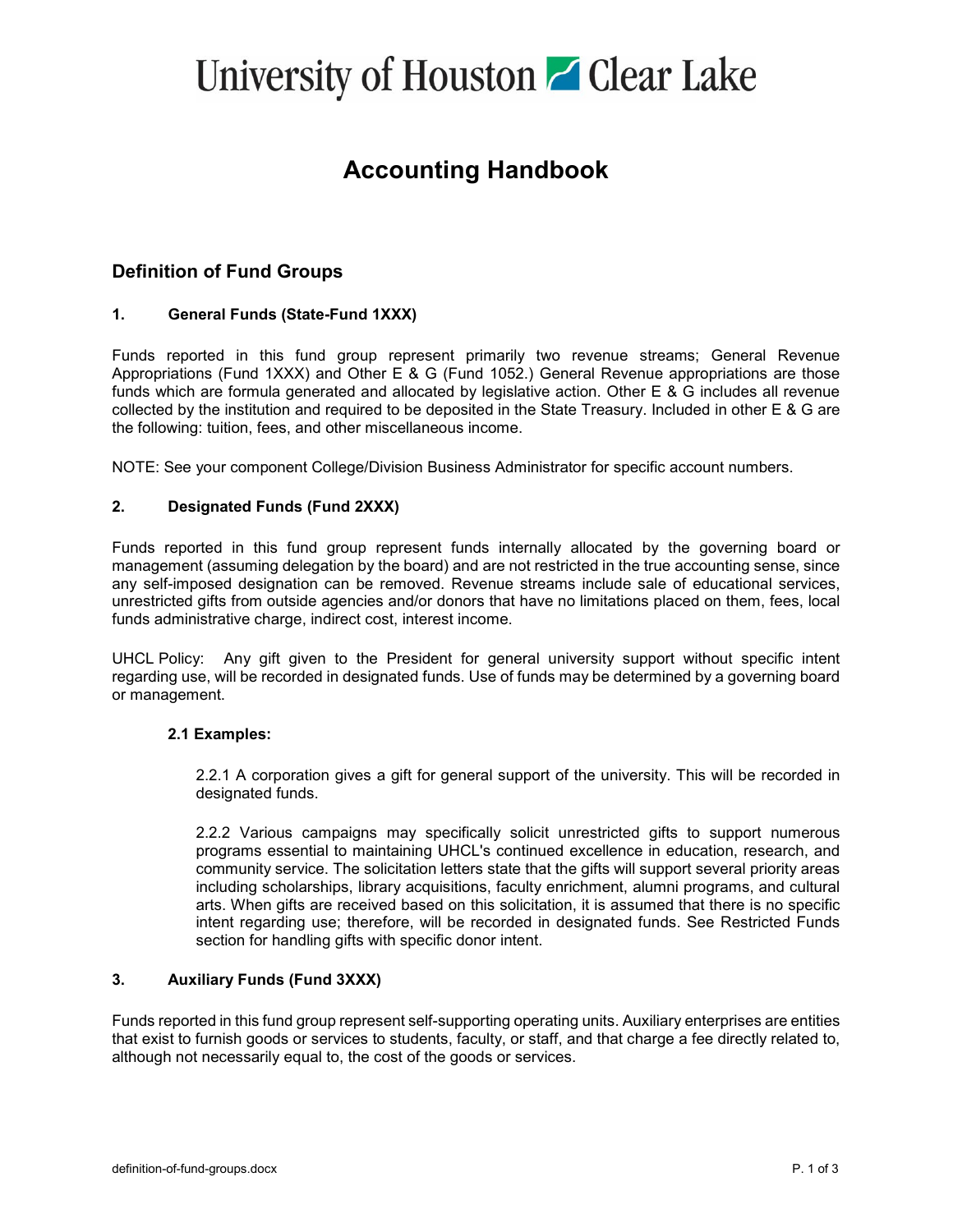# University of Houston Clear Lake

# Accounting Handbook

## Definition of Fund Groups

### 1. General Funds (State-Fund 1XXX)

Funds reported in this fund group represent primarily two revenue streams; General Revenue Appropriations (Fund 1XXX) and Other E & G (Fund 1052.) General Revenue appropriations are those funds which are formula generated and allocated by legislative action. Other E & G includes all revenue collected by the institution and required to be deposited in the State Treasury. Included in other E & G are the following: tuition, fees, and other miscellaneous income.

NOTE: See your component College/Division Business Administrator for specific account numbers.

### 2. Designated Funds (Fund 2XXX)

Funds reported in this fund group represent funds internally allocated by the governing board or management (assuming delegation by the board) and are not restricted in the true accounting sense, since any self-imposed designation can be removed. Revenue streams include sale of educational services, unrestricted gifts from outside agencies and/or donors that have no limitations placed on them, fees, local funds administrative charge, indirect cost, interest income.

UHCL Policy: Any gift given to the President for general university support without specific intent regarding use, will be recorded in designated funds. Use of funds may be determined by a governing board or management.

#### 2.1 Examples:

2.2.1 A corporation gives a gift for general support of the university. This will be recorded in designated funds.

2.2.2 Various campaigns may specifically solicit unrestricted gifts to support numerous programs essential to maintaining UHCL's continued excellence in education, research, and community service. The solicitation letters state that the gifts will support several priority areas including scholarships, library acquisitions, faculty enrichment, alumni programs, and cultural arts. When gifts are received based on this solicitation, it is assumed that there is no specific intent regarding use; therefore, will be recorded in designated funds. See Restricted Funds section for handling gifts with specific donor intent.

### 3. Auxiliary Funds (Fund 3XXX)

Funds reported in this fund group represent self-supporting operating units. Auxiliary enterprises are entities that exist to furnish goods or services to students, faculty, or staff, and that charge a fee directly related to, although not necessarily equal to, the cost of the goods or services.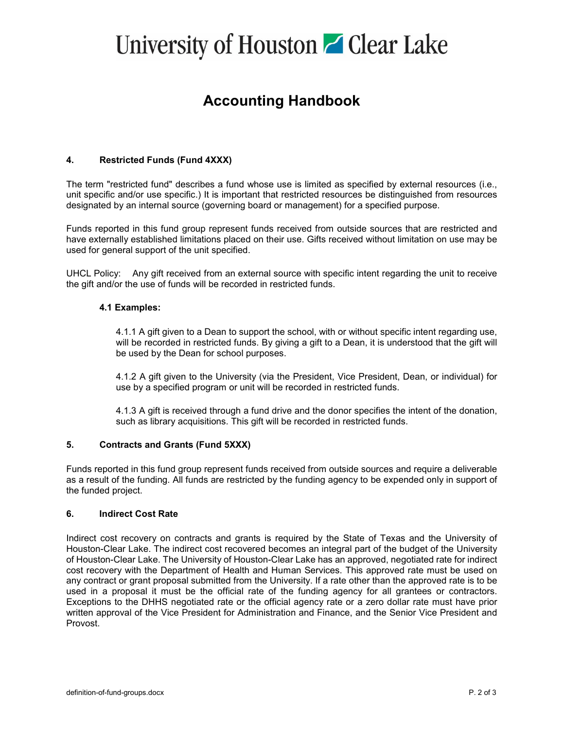# University of Houston Clear Lake

## Accounting Handbook

### 4. Restricted Funds (Fund 4XXX)

The term "restricted fund" describes a fund whose use is limited as specified by external resources (i.e., unit specific and/or use specific.) It is important that restricted resources be distinguished from resources designated by an internal source (governing board or management) for a specified purpose.

Funds reported in this fund group represent funds received from outside sources that are restricted and have externally established limitations placed on their use. Gifts received without limitation on use may be used for general support of the unit specified.

UHCL Policy: Any gift received from an external source with specific intent regarding the unit to receive the gift and/or the use of funds will be recorded in restricted funds.

#### 4.1 Examples:

4.1.1 A gift given to a Dean to support the school, with or without specific intent regarding use, will be recorded in restricted funds. By giving a gift to a Dean, it is understood that the gift will be used by the Dean for school purposes.

4.1.2 A gift given to the University (via the President, Vice President, Dean, or individual) for use by a specified program or unit will be recorded in restricted funds.

4.1.3 A gift is received through a fund drive and the donor specifies the intent of the donation, such as library acquisitions. This gift will be recorded in restricted funds.

### 5. Contracts and Grants (Fund 5XXX)

Funds reported in this fund group represent funds received from outside sources and require a deliverable as a result of the funding. All funds are restricted by the funding agency to be expended only in support of the funded project.

### 6. Indirect Cost Rate

Indirect cost recovery on contracts and grants is required by the State of Texas and the University of Houston-Clear Lake. The indirect cost recovered becomes an integral part of the budget of the University of Houston-Clear Lake. The University of Houston-Clear Lake has an approved, negotiated rate for indirect cost recovery with the Department of Health and Human Services. This approved rate must be used on any contract or grant proposal submitted from the University. If a rate other than the approved rate is to be used in a proposal it must be the official rate of the funding agency for all grantees or contractors. Exceptions to the DHHS negotiated rate or the official agency rate or a zero dollar rate must have prior written approval of the Vice President for Administration and Finance, and the Senior Vice President and Provost.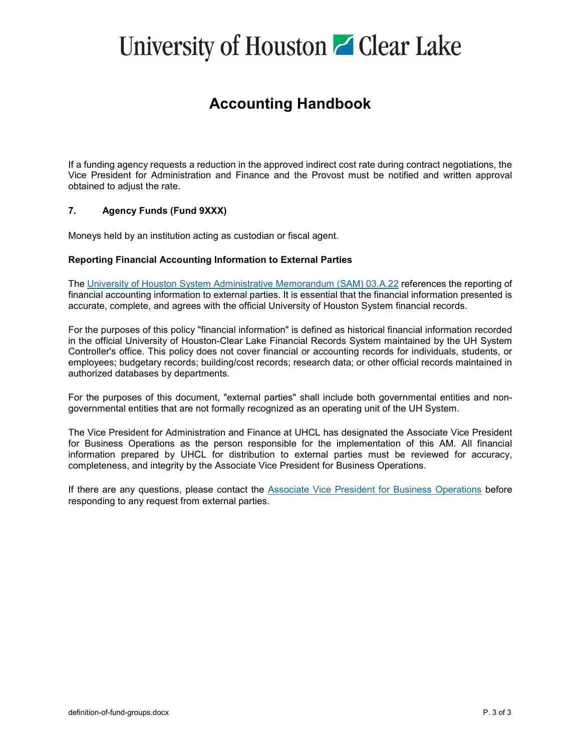If a funding agency requests a reduction in the approved indirect cost rate during contract negotiations, the Vice President for Administration and Finance and the Provost must be notified and written approval obtained to adjust the rate.

### 7. Agency Funds (Fund 9XXX)

Moneys held by an institution acting as custodian or fiscal agent.

### Reporting Financial Accounting Information to External Parties

The University of Houston System Administrative Memorandum (SAM) 03.A.22 references the reporting of financial accounting information to external parties. It is essential that the financial information presented is accurate, complete, and agrees with the official University of Houston System financial records.

For the purposes of this policy "financial information" is defined as historical financial information recorded in the official University of Houston-Clear Lake Financial Records System maintained by the UH System Controller's office. This policy does not cover financial or accounting records for individuals, students, or employees; budgetary records; building/cost records; research data; or other official records maintained in authorized databases by departments.

For the purposes of this document, "external parties" shall include both governmental entities and non-governmental entities that are not formally recognized as an operating unit of the UH System.

The Vice President for Administration and Finance at UHCL has designated the Associate Vice President for Business Operations as the person responsible for the implementation of this AM. All financial information prepared by UHCL for distribution to external parties must be reviewed for accuracy, completeness, and integrity by the Associate Vice President for Business Operations.

If there are any questions, please contact the Associate Vice President for Business Operations before responding to any request from external parties.